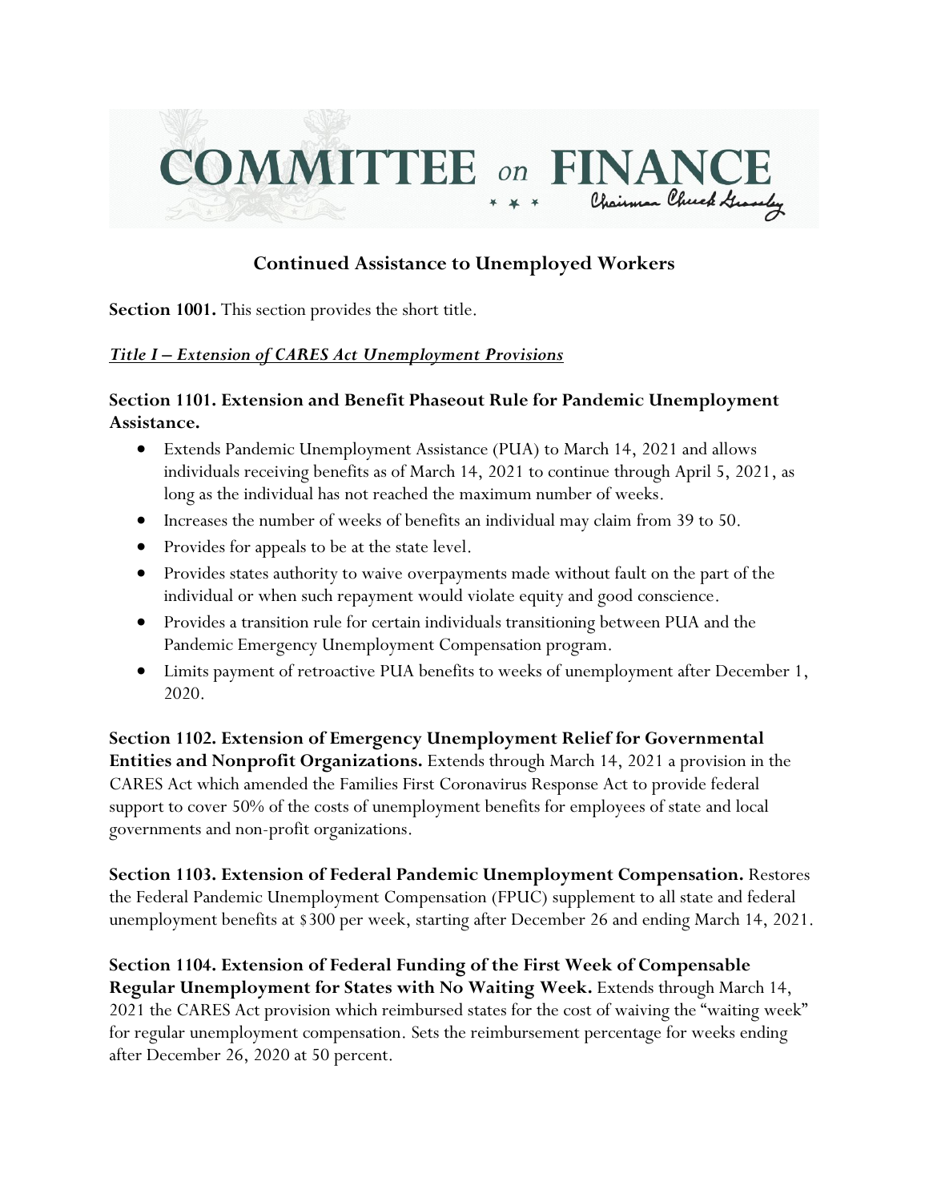# COMMITTEE on FINANCE

Chairman Chuck Grassley

## Continued Assistance to Unemployed Workers

**Section 1001.** This section provides the short title.

***Title I – Extension of CARES Act Unemployment Provisions***

**Section 1101. Extension and Benefit Phaseout Rule for Pandemic Unemployment Assistance.**

- Extends Pandemic Unemployment Assistance (PUA) to March 14, 2021 and allows individuals receiving benefits as of March 14, 2021 to continue through April 5, 2021, as long as the individual has not reached the maximum number of weeks.
- Increases the number of weeks of benefits an individual may claim from 39 to 50.
- Provides for appeals to be at the state level.
- Provides states authority to waive overpayments made without fault on the part of the individual or when such repayment would violate equity and good conscience.
- Provides a transition rule for certain individuals transitioning between PUA and the Pandemic Emergency Unemployment Compensation program.
- Limits payment of retroactive PUA benefits to weeks of unemployment after December 1, 2020.

**Section 1102. Extension of Emergency Unemployment Relief for Governmental Entities and Nonprofit Organizations.** Extends through March 14, 2021 a provision in the CARES Act which amended the Families First Coronavirus Response Act to provide federal support to cover 50% of the costs of unemployment benefits for employees of state and local governments and non-profit organizations.

**Section 1103. Extension of Federal Pandemic Unemployment Compensation.** Restores the Federal Pandemic Unemployment Compensation (FPUC) supplement to all state and federal unemployment benefits at $300 per week, starting after December 26 and ending March 14, 2021.

**Section 1104. Extension of Federal Funding of the First Week of Compensable Regular Unemployment for States with No Waiting Week.** Extends through March 14, 2021 the CARES Act provision which reimbursed states for the cost of waiving the "waiting week" for regular unemployment compensation. Sets the reimbursement percentage for weeks ending after December 26, 2020 at 50 percent.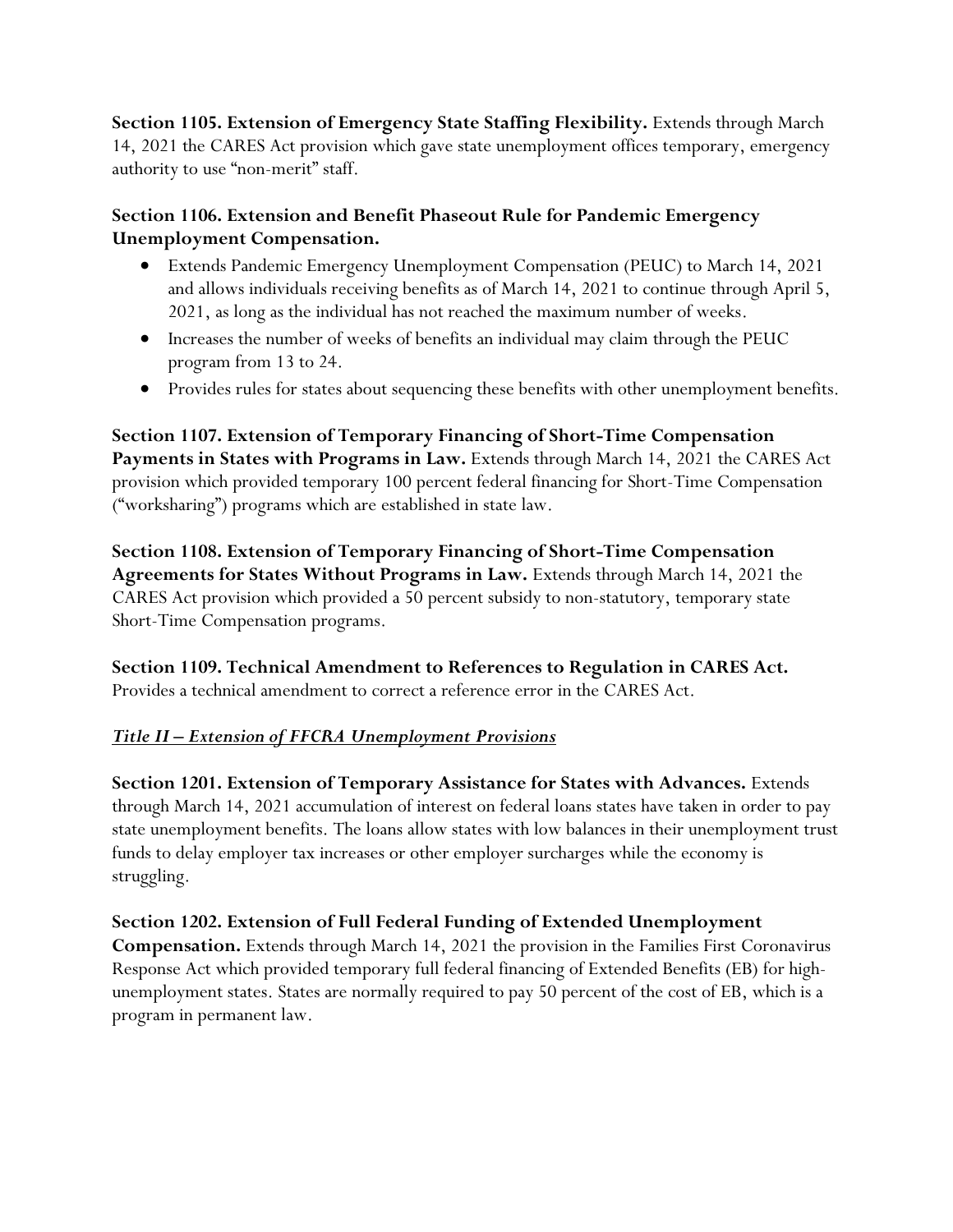**Section 1105. Extension of Emergency State Staffing Flexibility.** Extends through March 14, 2021 the CARES Act provision which gave state unemployment offices temporary, emergency authority to use "non-merit" staff.

**Section 1106. Extension and Benefit Phaseout Rule for Pandemic Emergency Unemployment Compensation.**

- Extends Pandemic Emergency Unemployment Compensation (PEUC) to March 14, 2021 and allows individuals receiving benefits as of March 14, 2021 to continue through April 5, 2021, as long as the individual has not reached the maximum number of weeks.
- Increases the number of weeks of benefits an individual may claim through the PEUC program from 13 to 24.
- Provides rules for states about sequencing these benefits with other unemployment benefits.

**Section 1107. Extension of Temporary Financing of Short-Time Compensation Payments in States with Programs in Law.** Extends through March 14, 2021 the CARES Act provision which provided temporary 100 percent federal financing for Short-Time Compensation ("worksharing") programs which are established in state law.

**Section 1108. Extension of Temporary Financing of Short-Time Compensation Agreements for States Without Programs in Law.** Extends through March 14, 2021 the CARES Act provision which provided a 50 percent subsidy to non-statutory, temporary state Short-Time Compensation programs.

**Section 1109. Technical Amendment to References to Regulation in CARES Act.** Provides a technical amendment to correct a reference error in the CARES Act.

***Title II – Extension of FFCRA Unemployment Provisions***

**Section 1201. Extension of Temporary Assistance for States with Advances.** Extends through March 14, 2021 accumulation of interest on federal loans states have taken in order to pay state unemployment benefits. The loans allow states with low balances in their unemployment trust funds to delay employer tax increases or other employer surcharges while the economy is struggling.

**Section 1202. Extension of Full Federal Funding of Extended Unemployment Compensation.** Extends through March 14, 2021 the provision in the Families First Coronavirus Response Act which provided temporary full federal financing of Extended Benefits (EB) for high-unemployment states. States are normally required to pay 50 percent of the cost of EB, which is a program in permanent law.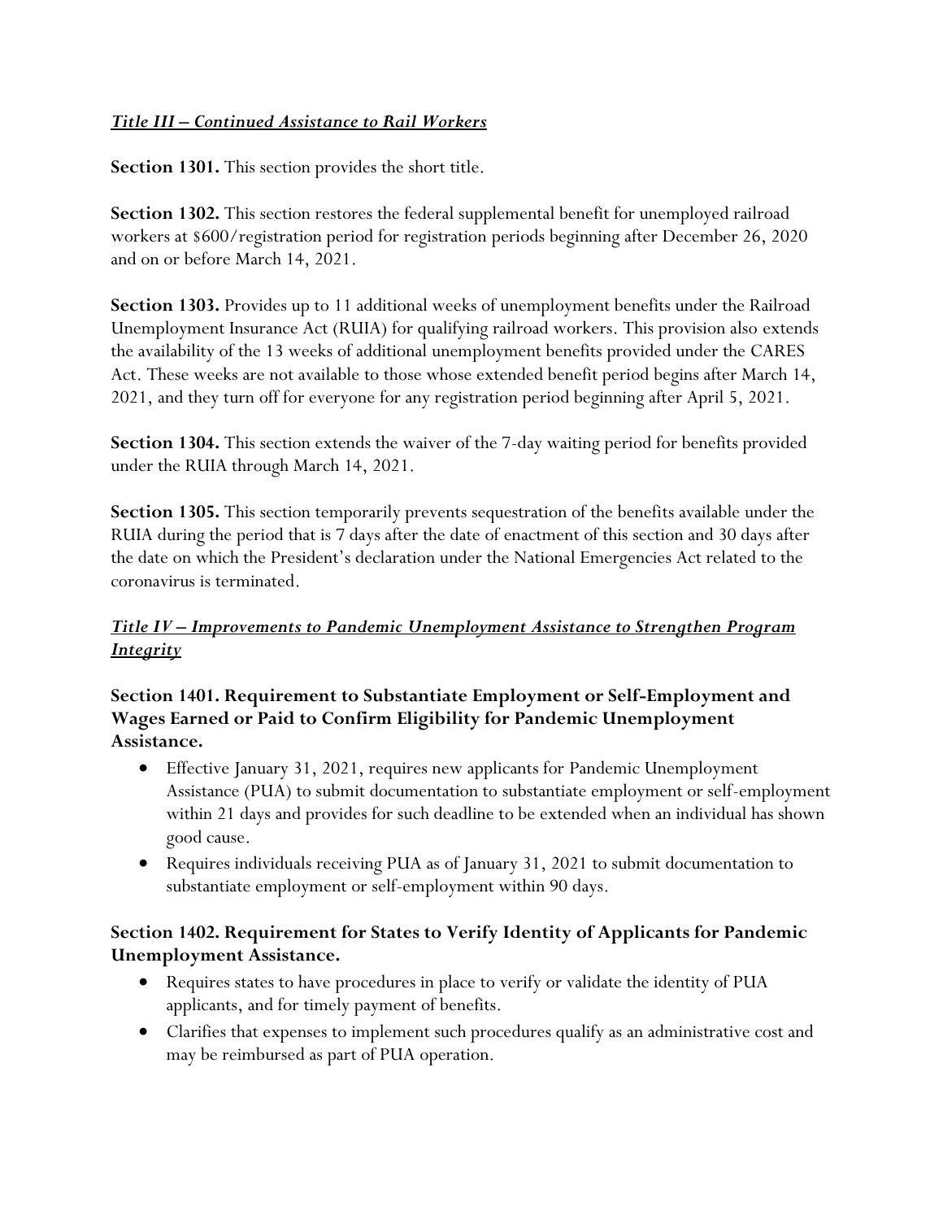### *Title III – Continued Assistance to Rail Workers*

**Section 1301.** This section provides the short title.

**Section 1302.** This section restores the federal supplemental benefit for unemployed railroad workers at $600/registration period for registration periods beginning after December 26, 2020 and on or before March 14, 2021.

**Section 1303.** Provides up to 11 additional weeks of unemployment benefits under the Railroad Unemployment Insurance Act (RUIA) for qualifying railroad workers. This provision also extends the availability of the 13 weeks of additional unemployment benefits provided under the CARES Act. These weeks are not available to those whose extended benefit period begins after March 14, 2021, and they turn off for everyone for any registration period beginning after April 5, 2021.

**Section 1304.** This section extends the waiver of the 7-day waiting period for benefits provided under the RUIA through March 14, 2021.

**Section 1305.** This section temporarily prevents sequestration of the benefits available under the RUIA during the period that is 7 days after the date of enactment of this section and 30 days after the date on which the President's declaration under the National Emergencies Act related to the coronavirus is terminated.

### *Title IV – Improvements to Pandemic Unemployment Assistance to Strengthen Program Integrity*

#### Section 1401. Requirement to Substantiate Employment or Self-Employment and Wages Earned or Paid to Confirm Eligibility for Pandemic Unemployment Assistance.

- Effective January 31, 2021, requires new applicants for Pandemic Unemployment Assistance (PUA) to submit documentation to substantiate employment or self-employment within 21 days and provides for such deadline to be extended when an individual has shown good cause.
- Requires individuals receiving PUA as of January 31, 2021 to submit documentation to substantiate employment or self-employment within 90 days.

#### Section 1402. Requirement for States to Verify Identity of Applicants for Pandemic Unemployment Assistance.

- Requires states to have procedures in place to verify or validate the identity of PUA applicants, and for timely payment of benefits.
- Clarifies that expenses to implement such procedures qualify as an administrative cost and may be reimbursed as part of PUA operation.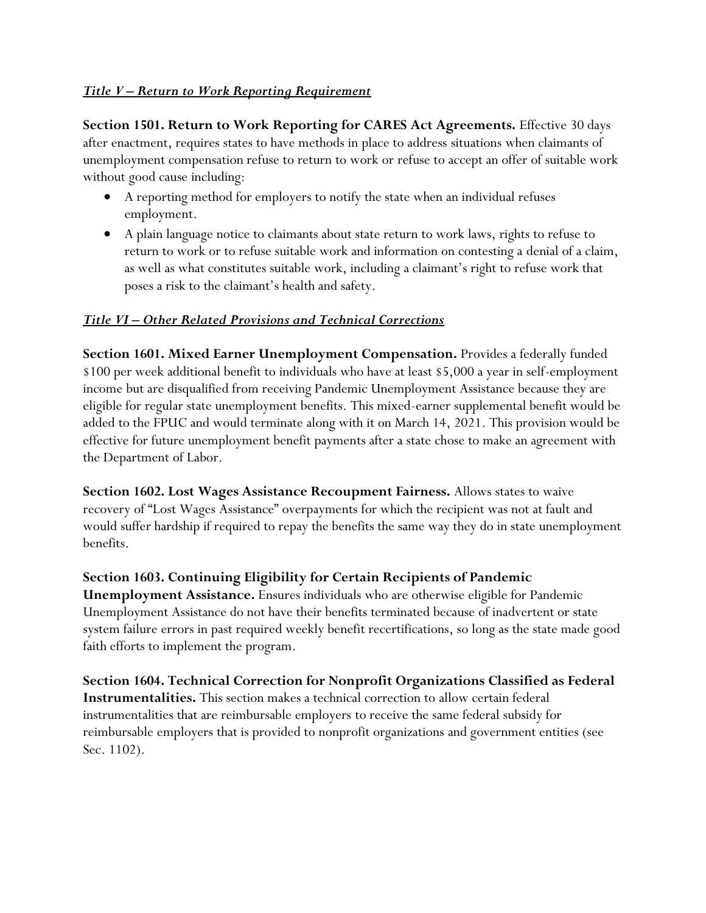***Title V – Return to Work Reporting Requirement***

**Section 1501. Return to Work Reporting for CARES Act Agreements.** Effective 30 days after enactment, requires states to have methods in place to address situations when claimants of unemployment compensation refuse to return to work or refuse to accept an offer of suitable work without good cause including:

- A reporting method for employers to notify the state when an individual refuses employment.
- A plain language notice to claimants about state return to work laws, rights to refuse to return to work or to refuse suitable work and information on contesting a denial of a claim, as well as what constitutes suitable work, including a claimant's right to refuse work that poses a risk to the claimant's health and safety.

***Title VI – Other Related Provisions and Technical Corrections***

**Section 1601. Mixed Earner Unemployment Compensation.** Provides a federally funded $100 per week additional benefit to individuals who have at least $5,000 a year in self-employment income but are disqualified from receiving Pandemic Unemployment Assistance because they are eligible for regular state unemployment benefits. This mixed-earner supplemental benefit would be added to the FPUC and would terminate along with it on March 14, 2021. This provision would be effective for future unemployment benefit payments after a state chose to make an agreement with the Department of Labor.

**Section 1602. Lost Wages Assistance Recoupment Fairness.** Allows states to waive recovery of "Lost Wages Assistance" overpayments for which the recipient was not at fault and would suffer hardship if required to repay the benefits the same way they do in state unemployment benefits.

**Section 1603. Continuing Eligibility for Certain Recipients of Pandemic Unemployment Assistance.** Ensures individuals who are otherwise eligible for Pandemic Unemployment Assistance do not have their benefits terminated because of inadvertent or state system failure errors in past required weekly benefit recertifications, so long as the state made good faith efforts to implement the program.

**Section 1604. Technical Correction for Nonprofit Organizations Classified as Federal Instrumentalities.** This section makes a technical correction to allow certain federal instrumentalities that are reimbursable employers to receive the same federal subsidy for reimbursable employers that is provided to nonprofit organizations and government entities (see Sec. 1102).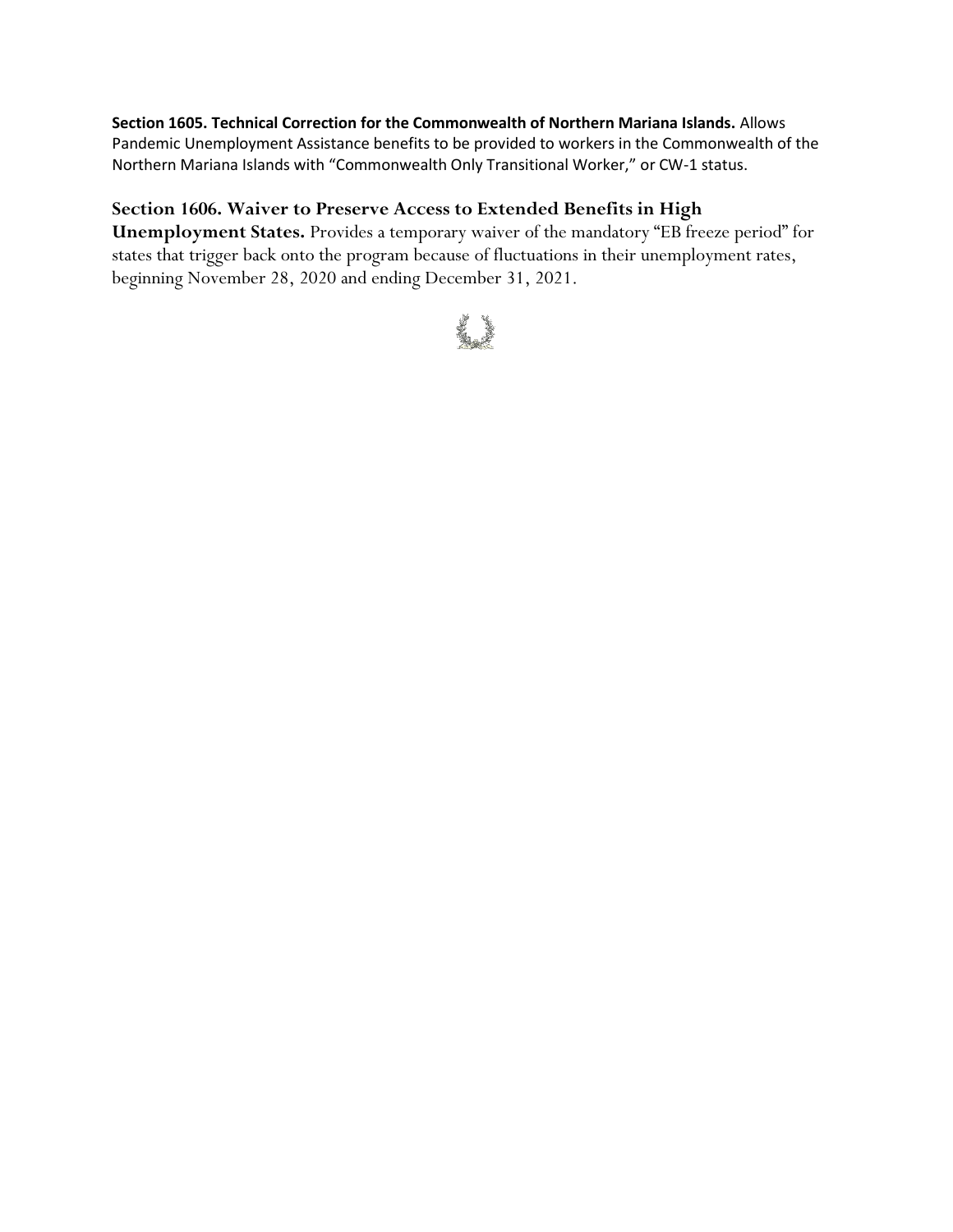**Section 1605. Technical Correction for the Commonwealth of Northern Mariana Islands.** Allows Pandemic Unemployment Assistance benefits to be provided to workers in the Commonwealth of the Northern Mariana Islands with "Commonwealth Only Transitional Worker," or CW-1 status.

**Section 1606. Waiver to Preserve Access to Extended Benefits in High Unemployment States.** Provides a temporary waiver of the mandatory "EB freeze period" for states that trigger back onto the program because of fluctuations in their unemployment rates, beginning November 28, 2020 and ending December 31, 2021.